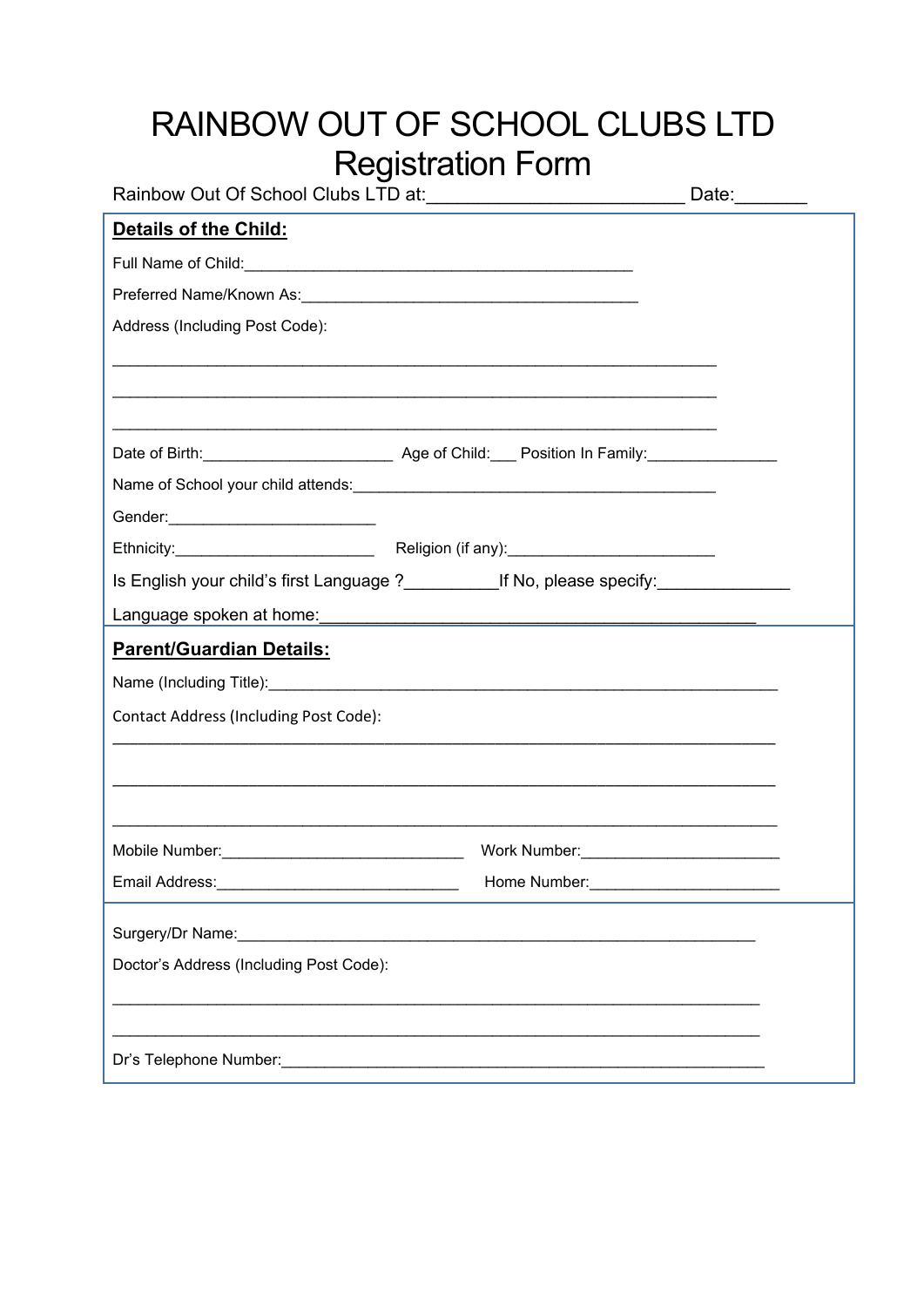# RAINBOW OUT OF SCHOOL CLUBS LTD
## Registration Form

Rainbow Out Of School Clubs LTD at:_________________________ Date:_______

**Details of the Child:**

Full Name of Child:_____________________________________________

Preferred Name/Known As:________________________________________

Address (Including Post Code):

______________________________________________________________________

______________________________________________________________________

______________________________________________________________________

Date of Birth:______________________ Age of Child:___ Position In Family:_______________

Name of School your child attends:_________________________________________

Gender:_________________________

Ethnicity:_______________________ Religion (if any):________________________

Is English your child's first Language ?__________If No, please specify:______________

Language spoken at home:__________________________________________________

**Parent/Guardian Details:**

Name (Including Title):_____________________________________________________________

Contact Address (Including Post Code):

______________________________________________________________________________

______________________________________________________________________________

______________________________________________________________________________

Mobile Number:_____________________________ Work Number:_______________________

Email Address:_____________________________ Home Number:______________________

Surgery/Dr Name:_______________________________________________________________

Doctor's Address (Including Post Code):

______________________________________________________________________________

______________________________________________________________________________

Dr's Telephone Number:_________________________________________________________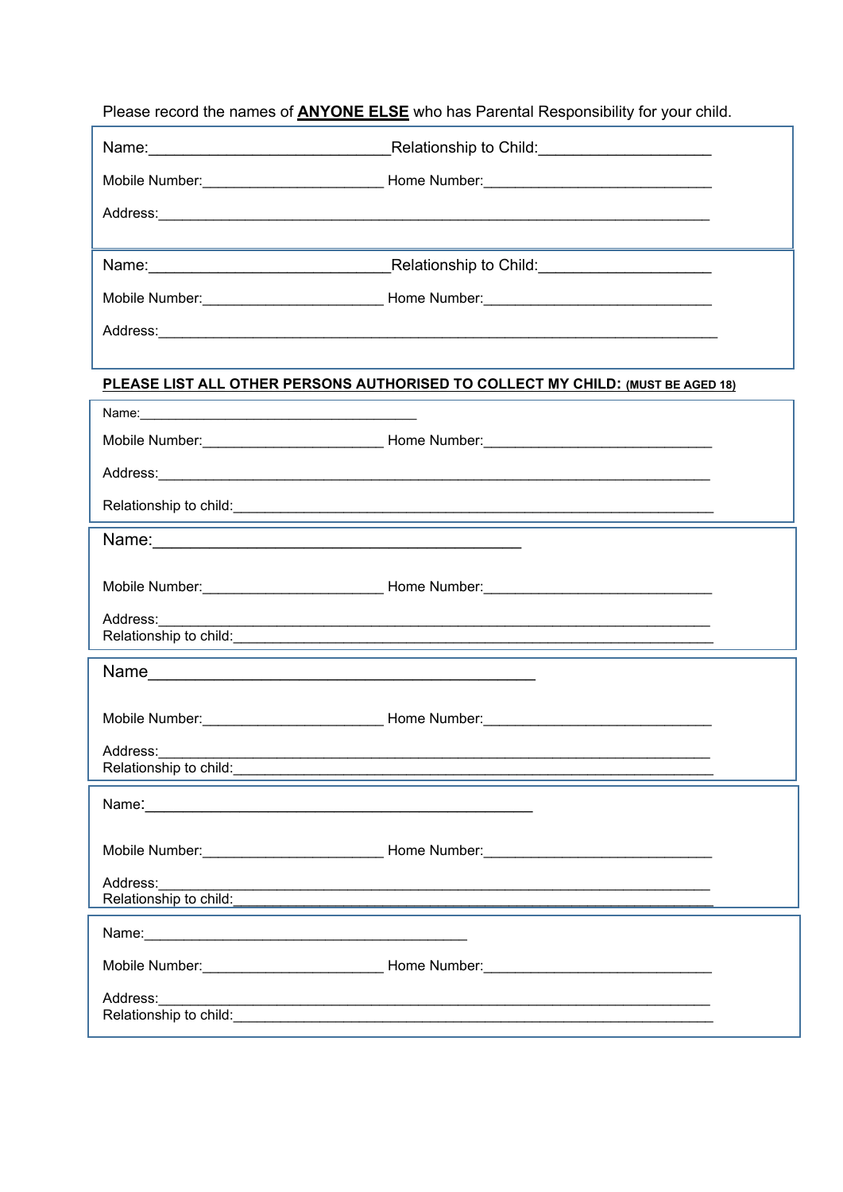Please record the names of **ANYONE ELSE** who has Parental Responsibility for your child.

Name:\_\_\_\_\_\_\_\_\_\_\_\_\_\_\_\_\_\_\_\_\_\_\_\_\_\_\_\_ Relationship to Child:\_\_\_\_\_\_\_\_\_\_\_\_\_\_\_\_\_\_\_\_

Mobile Number:\_\_\_\_\_\_\_\_\_\_\_\_\_\_\_\_\_\_\_\_\_\_ Home Number:\_\_\_\_\_\_\_\_\_\_\_\_\_\_\_\_\_\_\_\_\_\_\_\_\_\_\_\_\_\_

Address:\_\_\_\_\_\_\_\_\_\_\_\_\_\_\_\_\_\_\_\_\_\_\_\_\_\_\_\_\_\_\_\_\_\_\_\_\_\_\_\_\_\_\_\_\_\_\_\_\_\_\_\_\_\_\_\_\_\_\_\_\_\_\_\_\_\_\_\_\_\_

Name:\_\_\_\_\_\_\_\_\_\_\_\_\_\_\_\_\_\_\_\_\_\_\_\_\_\_\_\_ Relationship to Child:\_\_\_\_\_\_\_\_\_\_\_\_\_\_\_\_\_\_\_\_

Mobile Number:\_\_\_\_\_\_\_\_\_\_\_\_\_\_\_\_\_\_\_\_\_\_ Home Number:\_\_\_\_\_\_\_\_\_\_\_\_\_\_\_\_\_\_\_\_\_\_\_\_\_\_\_\_\_\_

Address:\_\_\_\_\_\_\_\_\_\_\_\_\_\_\_\_\_\_\_\_\_\_\_\_\_\_\_\_\_\_\_\_\_\_\_\_\_\_\_\_\_\_\_\_\_\_\_\_\_\_\_\_\_\_\_\_\_\_\_\_\_\_\_\_\_\_\_\_\_\_

**PLEASE LIST ALL OTHER PERSONS AUTHORISED TO COLLECT MY CHILD: (MUST BE AGED 18)**

Name:\_\_\_\_\_\_\_\_\_\_\_\_\_\_\_\_\_\_\_\_\_\_\_\_\_\_\_\_\_\_\_\_\_\_\_\_\_\_\_\_

Mobile Number:\_\_\_\_\_\_\_\_\_\_\_\_\_\_\_\_\_\_\_\_\_\_ Home Number:\_\_\_\_\_\_\_\_\_\_\_\_\_\_\_\_\_\_\_\_\_\_\_\_\_\_\_\_\_\_

Address:\_\_\_\_\_\_\_\_\_\_\_\_\_\_\_\_\_\_\_\_\_\_\_\_\_\_\_\_\_\_\_\_\_\_\_\_\_\_\_\_\_\_\_\_\_\_\_\_\_\_\_\_\_\_\_\_\_\_\_\_\_\_\_\_\_\_\_\_\_\_

Relationship to child:\_\_\_\_\_\_\_\_\_\_\_\_\_\_\_\_\_\_\_\_\_\_\_\_\_\_\_\_\_\_\_\_\_\_\_\_\_\_\_\_\_\_\_\_\_\_\_\_\_\_\_\_\_\_\_\_\_\_\_\_\_\_

Name:\_\_\_\_\_\_\_\_\_\_\_\_\_\_\_\_\_\_\_\_\_\_\_\_\_\_\_\_\_\_\_\_\_\_\_\_\_\_\_\_

Mobile Number:\_\_\_\_\_\_\_\_\_\_\_\_\_\_\_\_\_\_\_\_\_\_ Home Number:\_\_\_\_\_\_\_\_\_\_\_\_\_\_\_\_\_\_\_\_\_\_\_\_\_\_\_\_\_\_

Address:\_\_\_\_\_\_\_\_\_\_\_\_\_\_\_\_\_\_\_\_\_\_\_\_\_\_\_\_\_\_\_\_\_\_\_\_\_\_\_\_\_\_\_\_\_\_\_\_\_\_\_\_\_\_\_\_\_\_\_\_\_\_\_\_\_\_\_\_\_\_
Relationship to child:\_\_\_\_\_\_\_\_\_\_\_\_\_\_\_\_\_\_\_\_\_\_\_\_\_\_\_\_\_\_\_\_\_\_\_\_\_\_\_\_\_\_\_\_\_\_\_\_\_\_\_\_\_\_\_\_\_\_\_\_\_\_

Name\_\_\_\_\_\_\_\_\_\_\_\_\_\_\_\_\_\_\_\_\_\_\_\_\_\_\_\_\_\_\_\_\_\_\_\_\_\_\_\_\_\_

Mobile Number:\_\_\_\_\_\_\_\_\_\_\_\_\_\_\_\_\_\_\_\_\_\_ Home Number:\_\_\_\_\_\_\_\_\_\_\_\_\_\_\_\_\_\_\_\_\_\_\_\_\_\_\_\_\_\_

Address:\_\_\_\_\_\_\_\_\_\_\_\_\_\_\_\_\_\_\_\_\_\_\_\_\_\_\_\_\_\_\_\_\_\_\_\_\_\_\_\_\_\_\_\_\_\_\_\_\_\_\_\_\_\_\_\_\_\_\_\_\_\_\_\_\_\_\_\_\_\_
Relationship to child:\_\_\_\_\_\_\_\_\_\_\_\_\_\_\_\_\_\_\_\_\_\_\_\_\_\_\_\_\_\_\_\_\_\_\_\_\_\_\_\_\_\_\_\_\_\_\_\_\_\_\_\_\_\_\_\_\_\_\_\_\_\_

Name:\_\_\_\_\_\_\_\_\_\_\_\_\_\_\_\_\_\_\_\_\_\_\_\_\_\_\_\_\_\_\_\_\_\_\_\_\_\_\_\_\_\_\_\_\_\_

Mobile Number:\_\_\_\_\_\_\_\_\_\_\_\_\_\_\_\_\_\_\_\_\_\_ Home Number:\_\_\_\_\_\_\_\_\_\_\_\_\_\_\_\_\_\_\_\_\_\_\_\_\_\_\_\_\_\_

Address:\_\_\_\_\_\_\_\_\_\_\_\_\_\_\_\_\_\_\_\_\_\_\_\_\_\_\_\_\_\_\_\_\_\_\_\_\_\_\_\_\_\_\_\_\_\_\_\_\_\_\_\_\_\_\_\_\_\_\_\_\_\_\_\_\_\_\_\_\_\_
Relationship to child:\_\_\_\_\_\_\_\_\_\_\_\_\_\_\_\_\_\_\_\_\_\_\_\_\_\_\_\_\_\_\_\_\_\_\_\_\_\_\_\_\_\_\_\_\_\_\_\_\_\_\_\_\_\_\_\_\_\_\_\_\_\_

Name:\_\_\_\_\_\_\_\_\_\_\_\_\_\_\_\_\_\_\_\_\_\_\_\_\_\_\_\_\_\_\_\_\_\_\_\_\_\_\_\_

Mobile Number:\_\_\_\_\_\_\_\_\_\_\_\_\_\_\_\_\_\_\_\_\_\_ Home Number:\_\_\_\_\_\_\_\_\_\_\_\_\_\_\_\_\_\_\_\_\_\_\_\_\_\_\_\_\_\_

Address:\_\_\_\_\_\_\_\_\_\_\_\_\_\_\_\_\_\_\_\_\_\_\_\_\_\_\_\_\_\_\_\_\_\_\_\_\_\_\_\_\_\_\_\_\_\_\_\_\_\_\_\_\_\_\_\_\_\_\_\_\_\_\_\_\_\_\_\_\_\_
Relationship to child:\_\_\_\_\_\_\_\_\_\_\_\_\_\_\_\_\_\_\_\_\_\_\_\_\_\_\_\_\_\_\_\_\_\_\_\_\_\_\_\_\_\_\_\_\_\_\_\_\_\_\_\_\_\_\_\_\_\_\_\_\_\_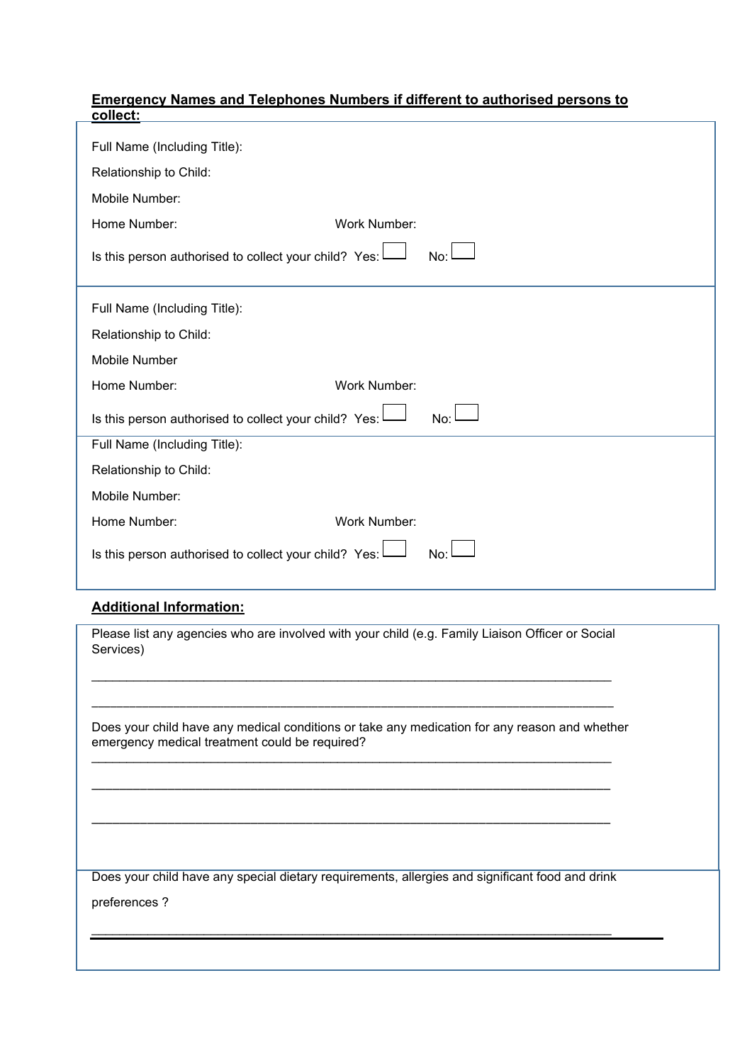**Emergency Names and Telephones Numbers if different to authorised persons to collect:**

Full Name (Including Title):

Relationship to Child:

Mobile Number:

Home Number: Work Number:

Is this person authorised to collect your child? Yes: ☐ No: ☐

---

Full Name (Including Title):

Relationship to Child:

Mobile Number

Home Number: Work Number:

Is this person authorised to collect your child? Yes: ☐ No: ☐

---

Full Name (Including Title):

Relationship to Child:

Mobile Number:

Home Number: Work Number:

Is this person authorised to collect your child? Yes: ☐ No: ☐

**Additional Information:**

Please list any agencies who are involved with your child (e.g. Family Liaison Officer or Social Services)

\_\_\_\_\_\_\_\_\_\_\_\_\_\_\_\_\_\_\_\_\_\_\_\_\_\_\_\_\_\_\_\_\_\_\_\_\_\_\_\_\_\_\_\_\_\_\_\_\_\_\_\_\_\_\_\_\_\_\_\_\_\_\_\_\_\_\_\_\_\_\_\_

\_\_\_\_\_\_\_\_\_\_\_\_\_\_\_\_\_\_\_\_\_\_\_\_\_\_\_\_\_\_\_\_\_\_\_\_\_\_\_\_\_\_\_\_\_\_\_\_\_\_\_\_\_\_\_\_\_\_\_\_\_\_\_\_\_\_\_\_\_\_\_\_

Does your child have any medical conditions or take any medication for any reason and whether emergency medical treatment could be required?

\_\_\_\_\_\_\_\_\_\_\_\_\_\_\_\_\_\_\_\_\_\_\_\_\_\_\_\_\_\_\_\_\_\_\_\_\_\_\_\_\_\_\_\_\_\_\_\_\_\_\_\_\_\_\_\_\_\_\_\_\_\_\_\_\_\_\_\_\_\_\_\_

\_\_\_\_\_\_\_\_\_\_\_\_\_\_\_\_\_\_\_\_\_\_\_\_\_\_\_\_\_\_\_\_\_\_\_\_\_\_\_\_\_\_\_\_\_\_\_\_\_\_\_\_\_\_\_\_\_\_\_\_\_\_\_\_\_\_\_\_\_\_\_\_

\_\_\_\_\_\_\_\_\_\_\_\_\_\_\_\_\_\_\_\_\_\_\_\_\_\_\_\_\_\_\_\_\_\_\_\_\_\_\_\_\_\_\_\_\_\_\_\_\_\_\_\_\_\_\_\_\_\_\_\_\_\_\_\_\_\_\_\_\_\_\_\_

Does your child have any special dietary requirements, allergies and significant food and drink preferences ?

\_\_\_\_\_\_\_\_\_\_\_\_\_\_\_\_\_\_\_\_\_\_\_\_\_\_\_\_\_\_\_\_\_\_\_\_\_\_\_\_\_\_\_\_\_\_\_\_\_\_\_\_\_\_\_\_\_\_\_\_\_\_\_\_\_\_\_\_\_\_\_\_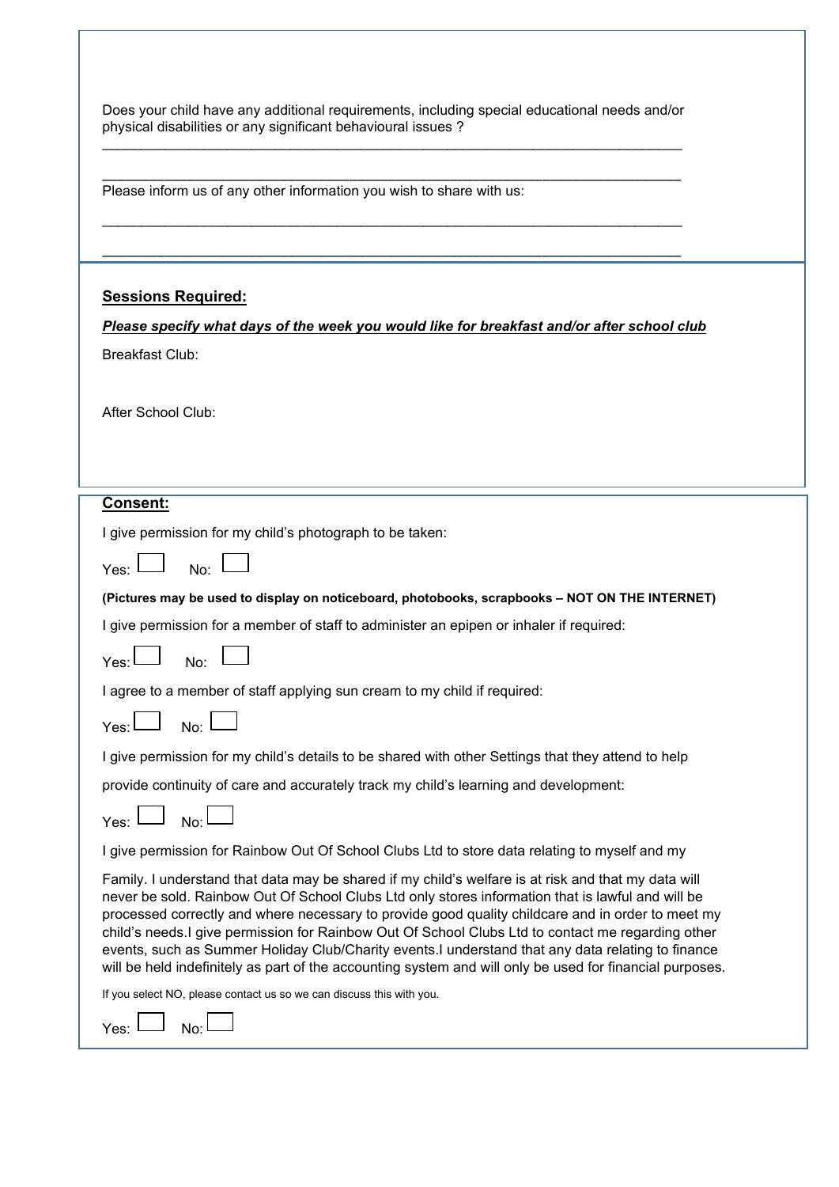Does your child have any additional requirements, including special educational needs and/or physical disabilities or any significant behavioural issues ?

\_\_\_\_\_\_\_\_\_\_\_\_\_\_\_\_\_\_\_\_\_\_\_\_\_\_\_\_\_\_\_\_\_\_\_\_\_\_\_\_\_\_\_\_\_\_\_\_\_\_\_\_\_\_\_\_\_\_\_\_\_\_\_\_\_\_\_\_\_\_\_\_

\_\_\_\_\_\_\_\_\_\_\_\_\_\_\_\_\_\_\_\_\_\_\_\_\_\_\_\_\_\_\_\_\_\_\_\_\_\_\_\_\_\_\_\_\_\_\_\_\_\_\_\_\_\_\_\_\_\_\_\_\_\_\_\_\_\_\_\_\_\_\_\_

Please inform us of any other information you wish to share with us:

\_\_\_\_\_\_\_\_\_\_\_\_\_\_\_\_\_\_\_\_\_\_\_\_\_\_\_\_\_\_\_\_\_\_\_\_\_\_\_\_\_\_\_\_\_\_\_\_\_\_\_\_\_\_\_\_\_\_\_\_\_\_\_\_\_\_\_\_\_\_\_\_

\_\_\_\_\_\_\_\_\_\_\_\_\_\_\_\_\_\_\_\_\_\_\_\_\_\_\_\_\_\_\_\_\_\_\_\_\_\_\_\_\_\_\_\_\_\_\_\_\_\_\_\_\_\_\_\_\_\_\_\_\_\_\_\_\_\_\_\_\_\_\_\_

## Sessions Required:

***Please specify what days of the week you would like for breakfast and/or after school club***

Breakfast Club:

After School Club:

## Consent:

I give permission for my child's photograph to be taken:

Yes: ☐ No: ☐

**(Pictures may be used to display on noticeboard, photobooks, scrapbooks – NOT ON THE INTERNET)**

I give permission for a member of staff to administer an epipen or inhaler if required:

Yes: ☐ No: ☐

I agree to a member of staff applying sun cream to my child if required:

Yes: ☐ No: ☐

I give permission for my child's details to be shared with other Settings that they attend to help

provide continuity of care and accurately track my child's learning and development:

Yes: ☐ No: ☐

I give permission for Rainbow Out Of School Clubs Ltd to store data relating to myself and my

Family. I understand that data may be shared if my child's welfare is at risk and that my data will never be sold. Rainbow Out Of School Clubs Ltd only stores information that is lawful and will be processed correctly and where necessary to provide good quality childcare and in order to meet my child's needs.I give permission for Rainbow Out Of School Clubs Ltd to contact me regarding other events, such as Summer Holiday Club/Charity events.I understand that any data relating to finance will be held indefinitely as part of the accounting system and will only be used for financial purposes.

If you select NO, please contact us so we can discuss this with you.

Yes: ☐ No: ☐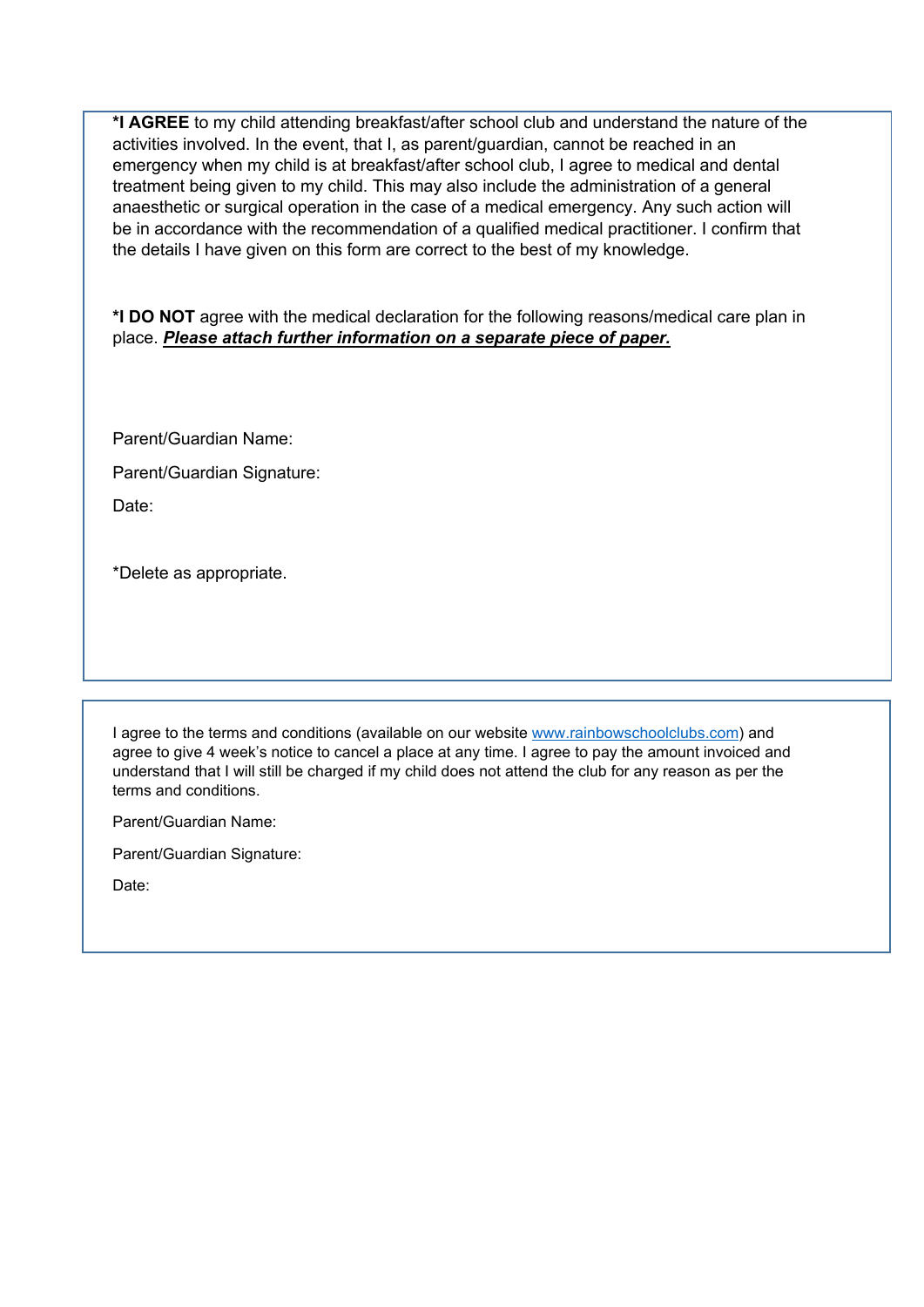**\*I AGREE** to my child attending breakfast/after school club and understand the nature of the activities involved. In the event, that I, as parent/guardian, cannot be reached in an emergency when my child is at breakfast/after school club, I agree to medical and dental treatment being given to my child. This may also include the administration of a general anaesthetic or surgical operation in the case of a medical emergency. Any such action will be in accordance with the recommendation of a qualified medical practitioner. I confirm that the details I have given on this form are correct to the best of my knowledge.

**\*I DO NOT** agree with the medical declaration for the following reasons/medical care plan in place. ***Please attach further information on a separate piece of paper.***

Parent/Guardian Name:

Parent/Guardian Signature:

Date:

*Delete as appropriate.

---

I agree to the terms and conditions (available on our website [www.rainbowschoolclubs.com](http://www.rainbowschoolclubs.com)) and agree to give 4 week's notice to cancel a place at any time. I agree to pay the amount invoiced and understand that I will still be charged if my child does not attend the club for any reason as per the terms and conditions.

Parent/Guardian Name:

Parent/Guardian Signature:

Date: